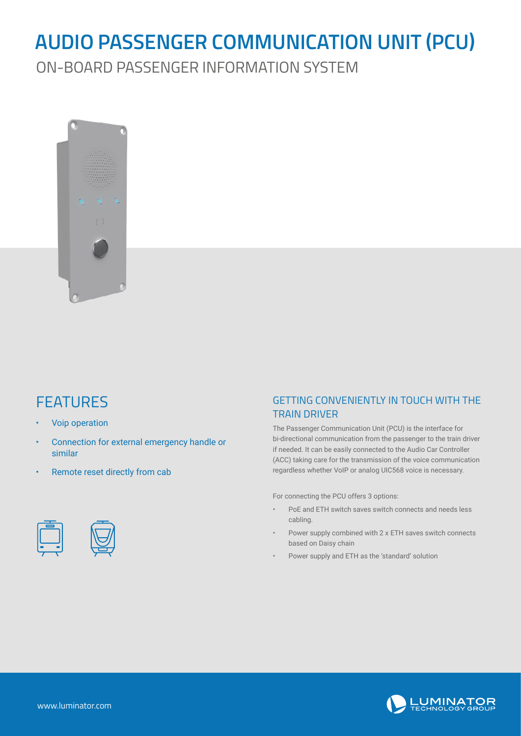# AUDIO PASSENGER COMMUNICATION UNIT (PCU)

## ON-BOARD PASSENGER INFORMATION SYSTEM

## FEATURES

- Voip operation
- Connection for external emergency handle or similar
- Remote reset directly from cab

### GETTING CONVENIENTLY IN TOUCH WITH THE TRAIN DRIVER

The Passenger Communication Unit (PCU) is the interface for bi-directional communication from the passenger to the train driver if needed. It can be easily connected to the Audio Car Controller (ACC) taking care for the transmission of the voice communication regardless whether VoIP or analog UIC568 voice is necessary.

For connecting the PCU offers 3 options:

- PoE and ETH switch saves switch connects and needs less cabling.
- Power supply combined with 2 x ETH saves switch connects based on Daisy chain
- Power supply and ETH as the 'standard' solution

www.luminator.com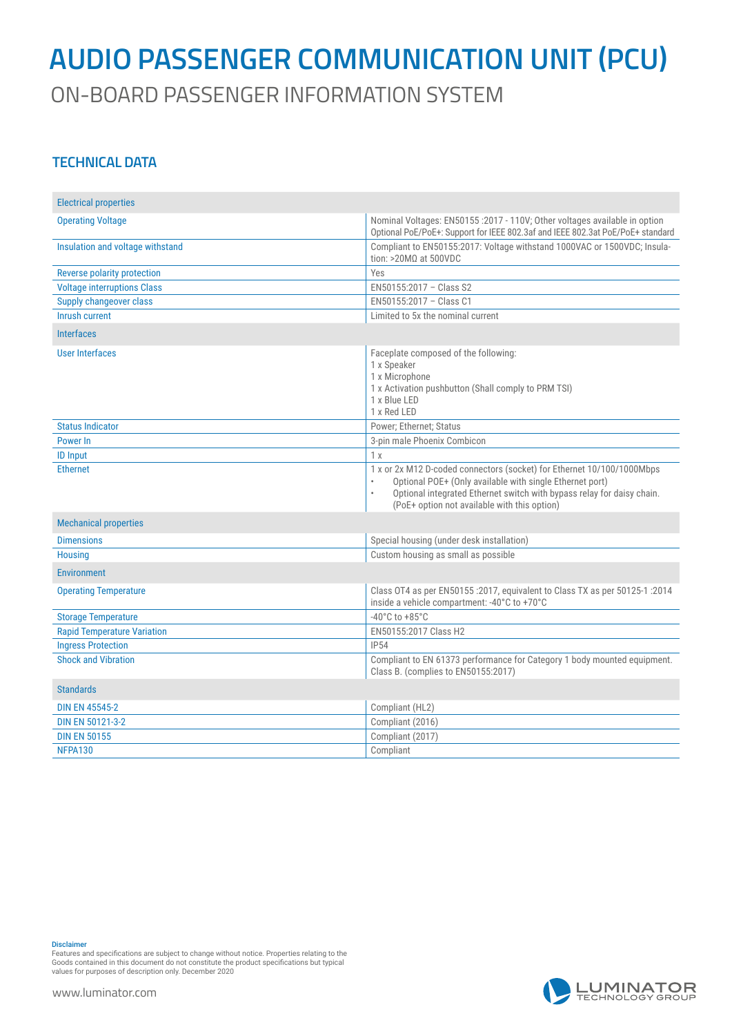# AUDIO PASSENGER COMMUNICATION UNIT (PCU)

## ON-BOARD PASSENGER INFORMATION SYSTEM

### TECHNICAL DATA

| | |
|---|---|
| **Electrical properties** | |
| Operating Voltage | Nominal Voltages: EN50155 :2017 - 110V; Other voltages available in option<br>Optional PoE/PoE+: Support for IEEE 802.3af and IEEE 802.3at PoE/PoE+ standard |
| Insulation and voltage withstand | Compliant to EN50155:2017: Voltage withstand 1000VAC or 1500VDC; Insulation: >20MΩ at 500VDC |
| Reverse polarity protection | Yes |
| Voltage interruptions Class | EN50155:2017 – Class S2 |
| Supply changeover class | EN50155:2017 – Class C1 |
| Inrush current | Limited to 5x the nominal current |
| **Interfaces** | |
| User Interfaces | Faceplate composed of the following:<br>1 x Speaker<br>1 x Microphone<br>1 x Activation pushbutton (Shall comply to PRM TSI)<br>1 x Blue LED<br>1 x Red LED |
| Status Indicator | Power; Ethernet; Status |
| Power In | 3-pin male Phoenix Combicon |
| ID Input | 1 x |
| Ethernet | 1 x or 2x M12 D-coded connectors (socket) for Ethernet 10/100/1000Mbps<br>• Optional POE+ (Only available with single Ethernet port)<br>• Optional integrated Ethernet switch with bypass relay for daisy chain. (PoE+ option not available with this option) |
| **Mechanical properties** | |
| Dimensions | Special housing (under desk installation) |
| Housing | Custom housing as small as possible |
| **Environment** | |
| Operating Temperature | Class OT4 as per EN50155 :2017, equivalent to Class TX as per 50125-1 :2014 inside a vehicle compartment: -40°C to +70°C |
| Storage Temperature | -40°C to +85°C |
| Rapid Temperature Variation | EN50155:2017 Class H2 |
| Ingress Protection | IP54 |
| Shock and Vibration | Compliant to EN 61373 performance for Category 1 body mounted equipment. Class B. (complies to EN50155:2017) |
| **Standards** | |
| DIN EN 45545-2 | Compliant (HL2) |
| DIN EN 50121-3-2 | Compliant (2016) |
| DIN EN 50155 | Compliant (2017) |
| NFPA130 | Compliant |

**Disclaimer**
Features and specifications are subject to change without notice. Properties relating to the Goods contained in this document do not constitute the product specifications but typical values for purposes of description only. December 2020

www.luminator.com

LUMINATOR TECHNOLOGY GROUP